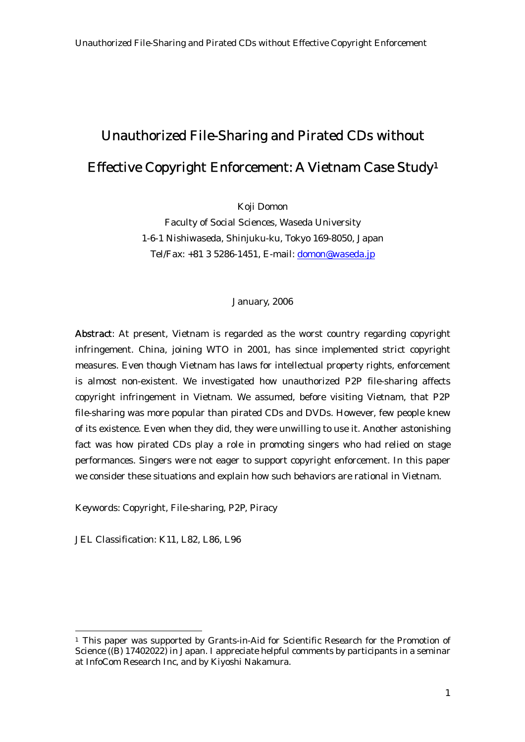# Unauthorized File-Sharing and Pirated CDs without Effective Copyright Enforcement: A Vietnam Case Study[1]

Koji Domon

Faculty of Social Sciences, Waseda University

1-6-1 Nishiwaseda, Shinjuku-ku, Tokyo 169-8050, Japan

Tel/Fax: +81 3 5286-1451, E-mail: domon@waseda.jp

January, 2006

**Abstract**: At present, Vietnam is regarded as the worst country regarding copyright infringement. China, joining WTO in 2001, has since implemented strict copyright measures. Even though Vietnam has laws for intellectual property rights, enforcement is almost non-existent. We investigated how unauthorized P2P file-sharing affects copyright infringement in Vietnam. We assumed, before visiting Vietnam, that P2P file-sharing was more popular than pirated CDs and DVDs. However, few people knew of its existence. Even when they did, they were unwilling to use it. Another astonishing fact was how pirated CDs play a role in promoting singers who had relied on stage performances. Singers were not eager to support copyright enforcement. In this paper we consider these situations and explain how such behaviors are rational in Vietnam.

Keywords: Copyright, File-sharing, P2P, Piracy

JEL Classification: K11, L82, L86, L96

---

[1] This paper was supported by Grants-in-Aid for Scientific Research for the Promotion of Science ((B) 17402022) in Japan. I appreciate helpful comments by participants in a seminar at InfoCom Research Inc, and by Kiyoshi Nakamura.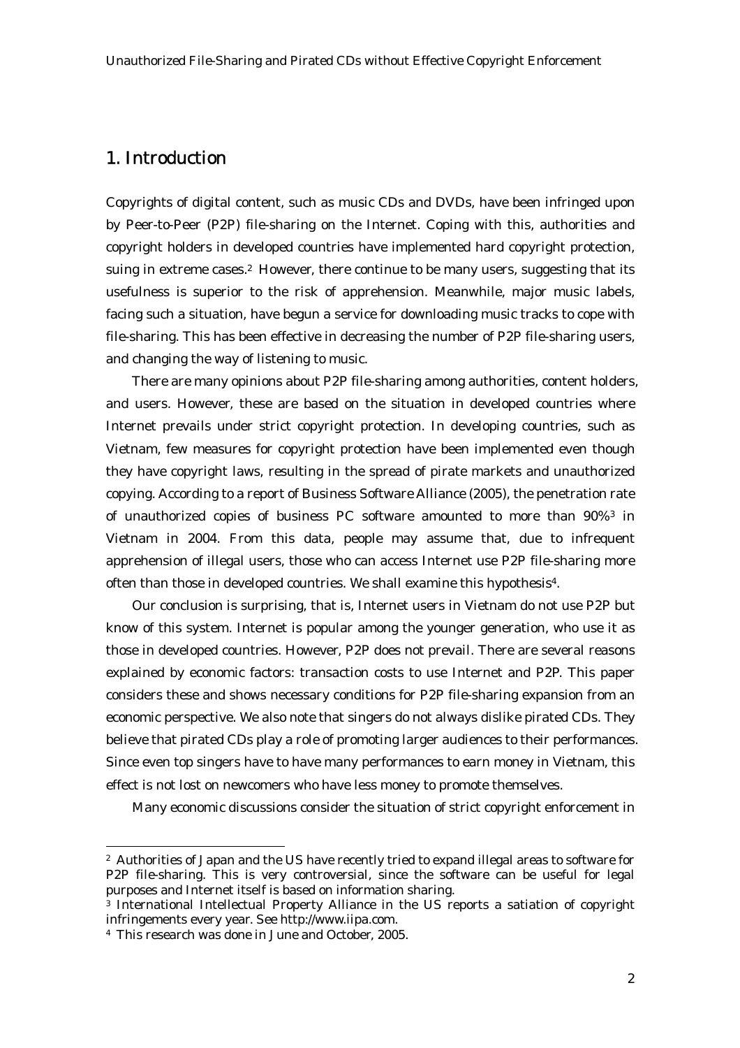## 1. Introduction

Copyrights of digital content, such as music CDs and DVDs, have been infringed upon by Peer-to-Peer (P2P) file-sharing on the Internet. Coping with this, authorities and copyright holders in developed countries have implemented hard copyright protection, suing in extreme cases.[2] However, there continue to be many users, suggesting that its usefulness is superior to the risk of apprehension. Meanwhile, major music labels, facing such a situation, have begun a service for downloading music tracks to cope with file-sharing. This has been effective in decreasing the number of P2P file-sharing users, and changing the way of listening to music.

There are many opinions about P2P file-sharing among authorities, content holders, and users. However, these are based on the situation in developed countries where Internet prevails under strict copyright protection. In developing countries, such as Vietnam, few measures for copyright protection have been implemented even though they have copyright laws, resulting in the spread of pirate markets and unauthorized copying. According to a report of Business Software Alliance (2005), the penetration rate of unauthorized copies of business PC software amounted to more than 90%[3] in Vietnam in 2004. From this data, people may assume that, due to infrequent apprehension of illegal users, those who can access Internet use P2P file-sharing more often than those in developed countries. We shall examine this hypothesis[4].

Our conclusion is surprising, that is, Internet users in Vietnam do not use P2P but know of this system. Internet is popular among the younger generation, who use it as those in developed countries. However, P2P does not prevail. There are several reasons explained by economic factors: transaction costs to use Internet and P2P. This paper considers these and shows necessary conditions for P2P file-sharing expansion from an economic perspective. We also note that singers do not always dislike pirated CDs. They believe that pirated CDs play a role of promoting larger audiences to their performances. Since even top singers have to have many performances to earn money in Vietnam, this effect is not lost on newcomers who have less money to promote themselves.

Many economic discussions consider the situation of strict copyright enforcement in

---

[2] Authorities of Japan and the US have recently tried to expand illegal areas to software for P2P file-sharing. This is very controversial, since the software can be useful for legal purposes and Internet itself is based on information sharing.

[3] International Intellectual Property Alliance in the US reports a satiation of copyright infringements every year. See http://www.iipa.com.

[4] This research was done in June and October, 2005.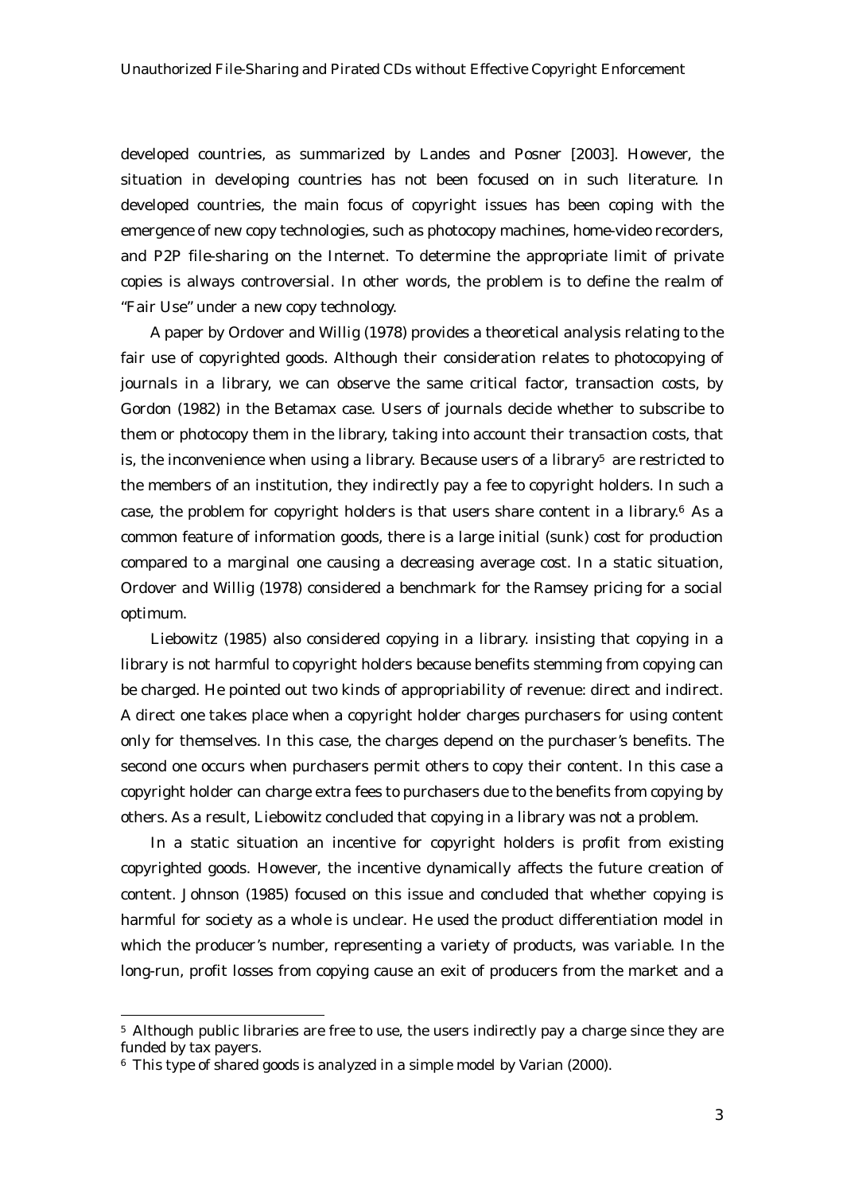developed countries, as summarized by Landes and Posner [2003]. However, the situation in developing countries has not been focused on in such literature. In developed countries, the main focus of copyright issues has been coping with the emergence of new copy technologies, such as photocopy machines, home-video recorders, and P2P file-sharing on the Internet. To determine the appropriate limit of private copies is always controversial. In other words, the problem is to define the realm of "Fair Use" under a new copy technology.

A paper by Ordover and Willig (1978) provides a theoretical analysis relating to the fair use of copyrighted goods. Although their consideration relates to photocopying of journals in a library, we can observe the same critical factor, transaction costs, by Gordon (1982) in the Betamax case. Users of journals decide whether to subscribe to them or photocopy them in the library, taking into account their transaction costs, that is, the inconvenience when using a library. Because users of a library[5] are restricted to the members of an institution, they indirectly pay a fee to copyright holders. In such a case, the problem for copyright holders is that users share content in a library.[6] As a common feature of information goods, there is a large initial (sunk) cost for production compared to a marginal one causing a decreasing average cost. In a static situation, Ordover and Willig (1978) considered a benchmark for the Ramsey pricing for a social optimum.

Liebowitz (1985) also considered copying in a library. insisting that copying in a library is not harmful to copyright holders because benefits stemming from copying can be charged. He pointed out two kinds of appropriability of revenue: direct and indirect. A direct one takes place when a copyright holder charges purchasers for using content only for themselves. In this case, the charges depend on the purchaser's benefits. The second one occurs when purchasers permit others to copy their content. In this case a copyright holder can charge extra fees to purchasers due to the benefits from copying by others. As a result, Liebowitz concluded that copying in a library was not a problem.

In a static situation an incentive for copyright holders is profit from existing copyrighted goods. However, the incentive dynamically affects the future creation of content. Johnson (1985) focused on this issue and concluded that whether copying is harmful for society as a whole is unclear. He used the product differentiation model in which the producer's number, representing a variety of products, was variable. In the long-run, profit losses from copying cause an exit of producers from the market and a

[5] Although public libraries are free to use, the users indirectly pay a charge since they are funded by tax payers.

[6] This type of shared goods is analyzed in a simple model by Varian (2000).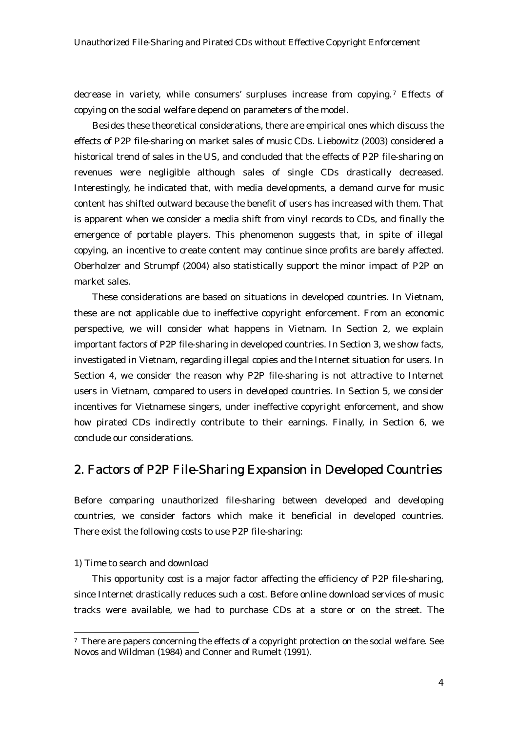decrease in variety, while consumers' surpluses increase from copying.[7] Effects of copying on the social welfare depend on parameters of the model.

Besides these theoretical considerations, there are empirical ones which discuss the effects of P2P file-sharing on market sales of music CDs. Liebowitz (2003) considered a historical trend of sales in the US, and concluded that the effects of P2P file-sharing on revenues were negligible although sales of single CDs drastically decreased. Interestingly, he indicated that, with media developments, a demand curve for music content has shifted outward because the benefit of users has increased with them. That is apparent when we consider a media shift from vinyl records to CDs, and finally the emergence of portable players. This phenomenon suggests that, in spite of illegal copying, an incentive to create content may continue since profits are barely affected. Oberholzer and Strumpf (2004) also statistically support the minor impact of P2P on market sales.

These considerations are based on situations in developed countries. In Vietnam, these are not applicable due to ineffective copyright enforcement. From an economic perspective, we will consider what happens in Vietnam. In Section 2, we explain important factors of P2P file-sharing in developed countries. In Section 3, we show facts, investigated in Vietnam, regarding illegal copies and the Internet situation for users. In Section 4, we consider the reason why P2P file-sharing is not attractive to Internet users in Vietnam, compared to users in developed countries. In Section 5, we consider incentives for Vietnamese singers, under ineffective copyright enforcement, and show how pirated CDs indirectly contribute to their earnings. Finally, in Section 6, we conclude our considerations.

## 2. Factors of P2P File-Sharing Expansion in Developed Countries

Before comparing unauthorized file-sharing between developed and developing countries, we consider factors which make it beneficial in developed countries. There exist the following costs to use P2P file-sharing:

1) Time to search and download

This opportunity cost is a major factor affecting the efficiency of P2P file-sharing, since Internet drastically reduces such a cost. Before online download services of music tracks were available, we had to purchase CDs at a store or on the street. The

[7] There are papers concerning the effects of a copyright protection on the social welfare. See Novos and Wildman (1984) and Conner and Rumelt (1991).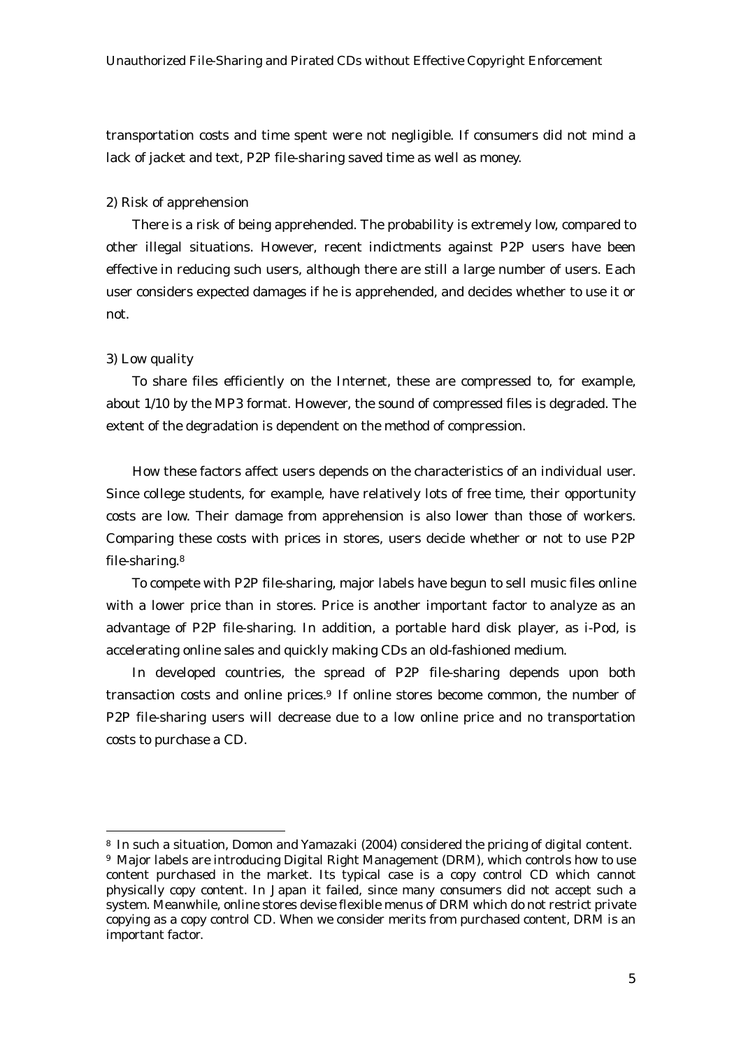transportation costs and time spent were not negligible. If consumers did not mind a lack of jacket and text, P2P file-sharing saved time as well as money.

2) Risk of apprehension

There is a risk of being apprehended. The probability is extremely low, compared to other illegal situations. However, recent indictments against P2P users have been effective in reducing such users, although there are still a large number of users. Each user considers expected damages if he is apprehended, and decides whether to use it or not.

3) Low quality

To share files efficiently on the Internet, these are compressed to, for example, about 1/10 by the MP3 format. However, the sound of compressed files is degraded. The extent of the degradation is dependent on the method of compression.

How these factors affect users depends on the characteristics of an individual user. Since college students, for example, have relatively lots of free time, their opportunity costs are low. Their damage from apprehension is also lower than those of workers. Comparing these costs with prices in stores, users decide whether or not to use P2P file-sharing.[8]

To compete with P2P file-sharing, major labels have begun to sell music files online with a lower price than in stores. Price is another important factor to analyze as an advantage of P2P file-sharing. In addition, a portable hard disk player, as i-Pod, is accelerating online sales and quickly making CDs an old-fashioned medium.

In developed countries, the spread of P2P file-sharing depends upon both transaction costs and online prices.[9] If online stores become common, the number of P2P file-sharing users will decrease due to a low online price and no transportation costs to purchase a CD.

---

[8] In such a situation, Domon and Yamazaki (2004) considered the pricing of digital content.

[9] Major labels are introducing Digital Right Management (DRM), which controls how to use content purchased in the market. Its typical case is a copy control CD which cannot physically copy content. In Japan it failed, since many consumers did not accept such a system. Meanwhile, online stores devise flexible menus of DRM which do not restrict private copying as a copy control CD. When we consider merits from purchased content, DRM is an important factor.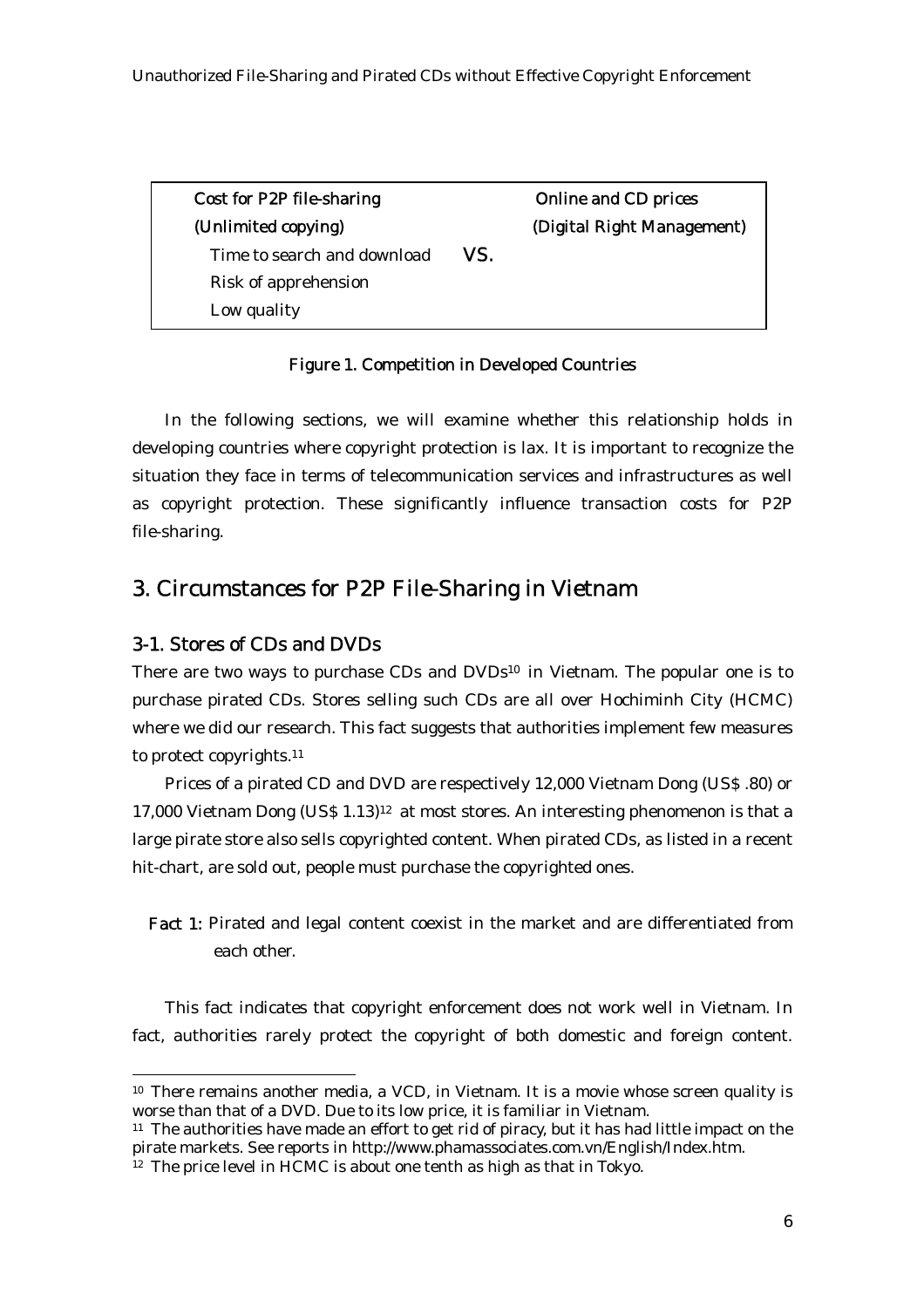| Cost for P2P file-sharing (Unlimited copying) | | Online and CD prices (Digital Right Management) |
| --- | --- | --- |
| Time to search and download | VS. | |
| Risk of apprehension | | |
| Low quality | | |

Figure 1. Competition in Developed Countries

In the following sections, we will examine whether this relationship holds in developing countries where copyright protection is lax. It is important to recognize the situation they face in terms of telecommunication services and infrastructures as well as copyright protection. These significantly influence transaction costs for P2P file-sharing.

## 3. Circumstances for P2P File-Sharing in Vietnam

### 3-1. Stores of CDs and DVDs

There are two ways to purchase CDs and DVDs[10] in Vietnam. The popular one is to purchase pirated CDs. Stores selling such CDs are all over Hochiminh City (HCMC) where we did our research. This fact suggests that authorities implement few measures to protect copyrights.[11]

Prices of a pirated CD and DVD are respectively 12,000 Vietnam Dong (US$ .80) or 17,000 Vietnam Dong (US$ 1.13)[12] at most stores. An interesting phenomenon is that a large pirate store also sells copyrighted content. When pirated CDs, as listed in a recent hit-chart, are sold out, people must purchase the copyrighted ones.

**Fact 1:** Pirated and legal content coexist in the market and are differentiated from each other.

This fact indicates that copyright enforcement does not work well in Vietnam. In fact, authorities rarely protect the copyright of both domestic and foreign content.

---

[10] There remains another media, a VCD, in Vietnam. It is a movie whose screen quality is worse than that of a DVD. Due to its low price, it is familiar in Vietnam.

[11] The authorities have made an effort to get rid of piracy, but it has had little impact on the pirate markets. See reports in http://www.phamassociates.com.vn/English/Index.htm.

[12] The price level in HCMC is about one tenth as high as that in Tokyo.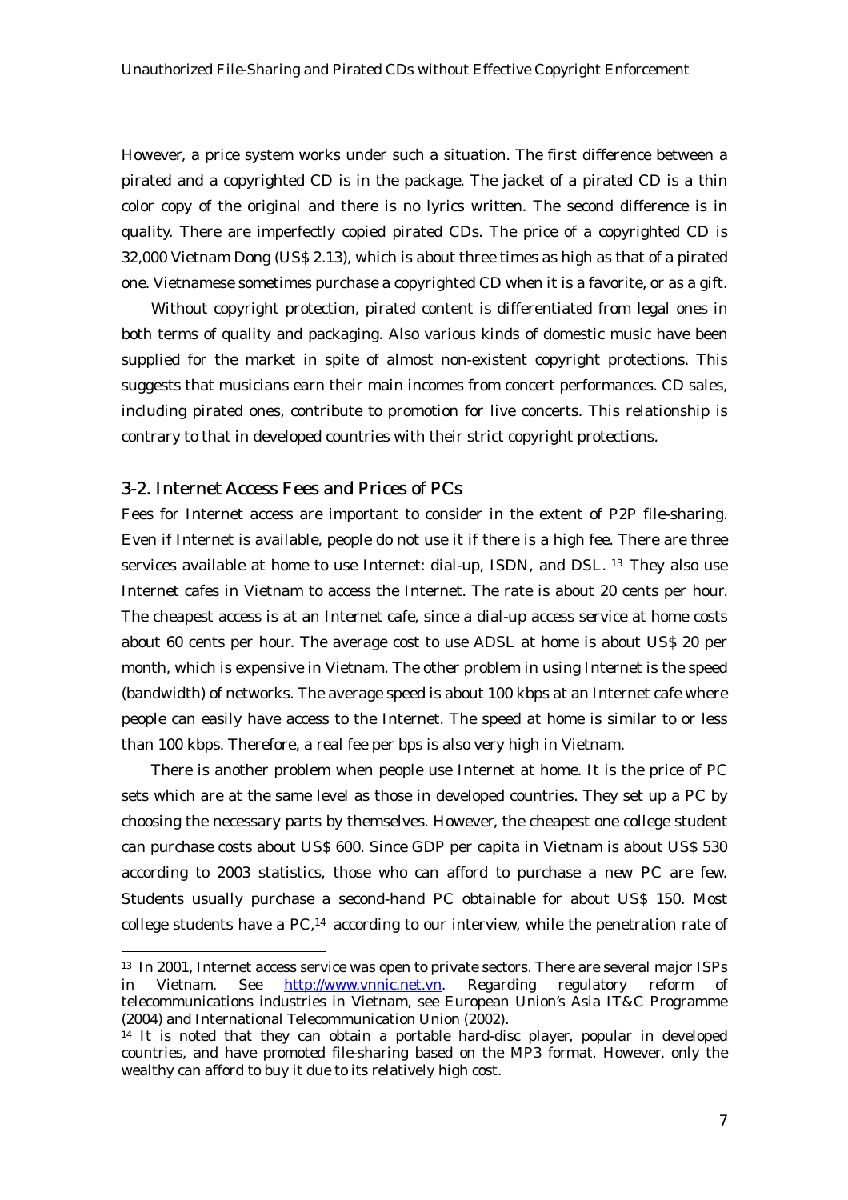However, a price system works under such a situation. The first difference between a pirated and a copyrighted CD is in the package. The jacket of a pirated CD is a thin color copy of the original and there is no lyrics written. The second difference is in quality. There are imperfectly copied pirated CDs. The price of a copyrighted CD is 32,000 Vietnam Dong (US$ 2.13), which is about three times as high as that of a pirated one. Vietnamese sometimes purchase a copyrighted CD when it is a favorite, or as a gift.

Without copyright protection, pirated content is differentiated from legal ones in both terms of quality and packaging. Also various kinds of domestic music have been supplied for the market in spite of almost non-existent copyright protections. This suggests that musicians earn their main incomes from concert performances. CD sales, including pirated ones, contribute to promotion for live concerts. This relationship is contrary to that in developed countries with their strict copyright protections.

## 3-2. Internet Access Fees and Prices of PCs

Fees for Internet access are important to consider in the extent of P2P file-sharing. Even if Internet is available, people do not use it if there is a high fee. There are three services available at home to use Internet: dial-up, ISDN, and DSL. [13] They also use Internet cafes in Vietnam to access the Internet. The rate is about 20 cents per hour. The cheapest access is at an Internet cafe, since a dial-up access service at home costs about 60 cents per hour. The average cost to use ADSL at home is about US$ 20 per month, which is expensive in Vietnam. The other problem in using Internet is the speed (bandwidth) of networks. The average speed is about 100 kbps at an Internet cafe where people can easily have access to the Internet. The speed at home is similar to or less than 100 kbps. Therefore, a real fee per bps is also very high in Vietnam.

There is another problem when people use Internet at home. It is the price of PC sets which are at the same level as those in developed countries. They set up a PC by choosing the necessary parts by themselves. However, the cheapest one college student can purchase costs about US$ 600. Since GDP per capita in Vietnam is about US$ 530 according to 2003 statistics, those who can afford to purchase a new PC are few. Students usually purchase a second-hand PC obtainable for about US$ 150. Most college students have a PC,[14] according to our interview, while the penetration rate of

---

[13] In 2001, Internet access service was open to private sectors. There are several major ISPs in Vietnam. See http://www.vnnic.net.vn. Regarding regulatory reform of telecommunications industries in Vietnam, see European Union's Asia IT&C Programme (2004) and International Telecommunication Union (2002).

[14] It is noted that they can obtain a portable hard-disc player, popular in developed countries, and have promoted file-sharing based on the MP3 format. However, only the wealthy can afford to buy it due to its relatively high cost.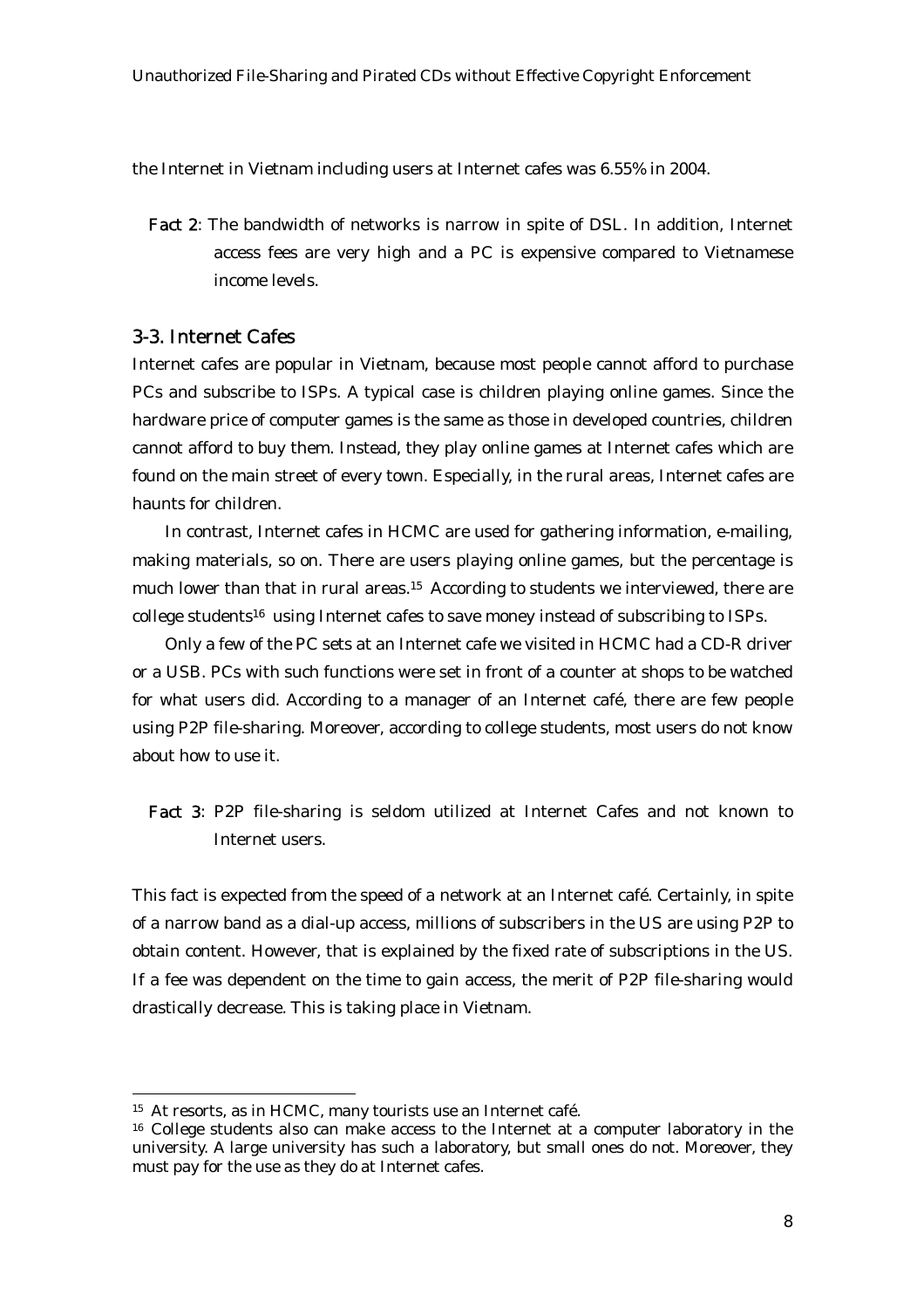the Internet in Vietnam including users at Internet cafes was 6.55% in 2004.

> **Fact 2**: The bandwidth of networks is narrow in spite of DSL. In addition, Internet access fees are very high and a PC is expensive compared to Vietnamese income levels.

### 3-3. Internet Cafes

Internet cafes are popular in Vietnam, because most people cannot afford to purchase PCs and subscribe to ISPs. A typical case is children playing online games. Since the hardware price of computer games is the same as those in developed countries, children cannot afford to buy them. Instead, they play online games at Internet cafes which are found on the main street of every town. Especially, in the rural areas, Internet cafes are haunts for children.

In contrast, Internet cafes in HCMC are used for gathering information, e-mailing, making materials, so on. There are users playing online games, but the percentage is much lower than that in rural areas.[15] According to students we interviewed, there are college students[16] using Internet cafes to save money instead of subscribing to ISPs.

Only a few of the PC sets at an Internet cafe we visited in HCMC had a CD-R driver or a USB. PCs with such functions were set in front of a counter at shops to be watched for what users did. According to a manager of an Internet café, there are few people using P2P file-sharing. Moreover, according to college students, most users do not know about how to use it.

> **Fact 3**: P2P file-sharing is seldom utilized at Internet Cafes and not known to Internet users.

This fact is expected from the speed of a network at an Internet café. Certainly, in spite of a narrow band as a dial-up access, millions of subscribers in the US are using P2P to obtain content. However, that is explained by the fixed rate of subscriptions in the US. If a fee was dependent on the time to gain access, the merit of P2P file-sharing would drastically decrease. This is taking place in Vietnam.

---

[15] At resorts, as in HCMC, many tourists use an Internet café.

[16] College students also can make access to the Internet at a computer laboratory in the university. A large university has such a laboratory, but small ones do not. Moreover, they must pay for the use as they do at Internet cafes.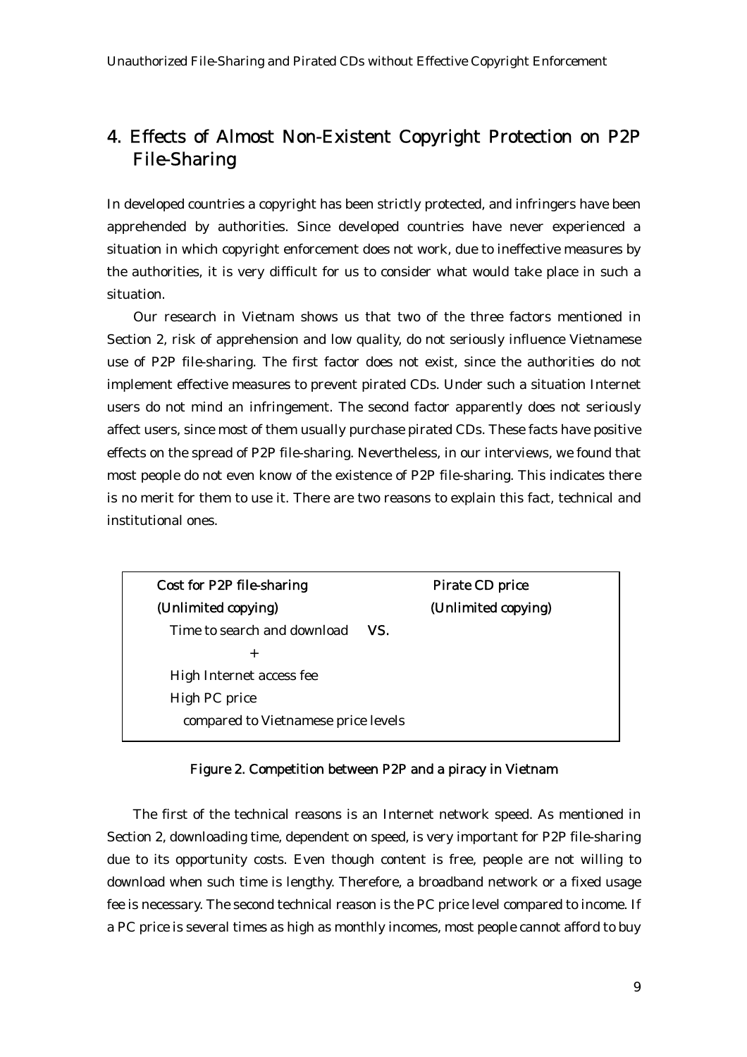## 4. Effects of Almost Non-Existent Copyright Protection on P2P File-Sharing

In developed countries a copyright has been strictly protected, and infringers have been apprehended by authorities. Since developed countries have never experienced a situation in which copyright enforcement does not work, due to ineffective measures by the authorities, it is very difficult for us to consider what would take place in such a situation.

Our research in Vietnam shows us that two of the three factors mentioned in Section 2, risk of apprehension and low quality, do not seriously influence Vietnamese use of P2P file-sharing. The first factor does not exist, since the authorities do not implement effective measures to prevent pirated CDs. Under such a situation Internet users do not mind an infringement. The second factor apparently does not seriously affect users, since most of them usually purchase pirated CDs. These facts have positive effects on the spread of P2P file-sharing. Nevertheless, in our interviews, we found that most people do not even know of the existence of P2P file-sharing. This indicates there is no merit for them to use it. There are two reasons to explain this fact, technical and institutional ones.

**Cost for P2P file-sharing**
**(Unlimited copying)**
Time to search and download **VS.**
+
High Internet access fee
High PC price
compared to Vietnamese price levels

**Pirate CD price**
**(Unlimited copying)**

**Figure 2. Competition between P2P and a piracy in Vietnam**

The first of the technical reasons is an Internet network speed. As mentioned in Section 2, downloading time, dependent on speed, is very important for P2P file-sharing due to its opportunity costs. Even though content is free, people are not willing to download when such time is lengthy. Therefore, a broadband network or a fixed usage fee is necessary. The second technical reason is the PC price level compared to income. If a PC price is several times as high as monthly incomes, most people cannot afford to buy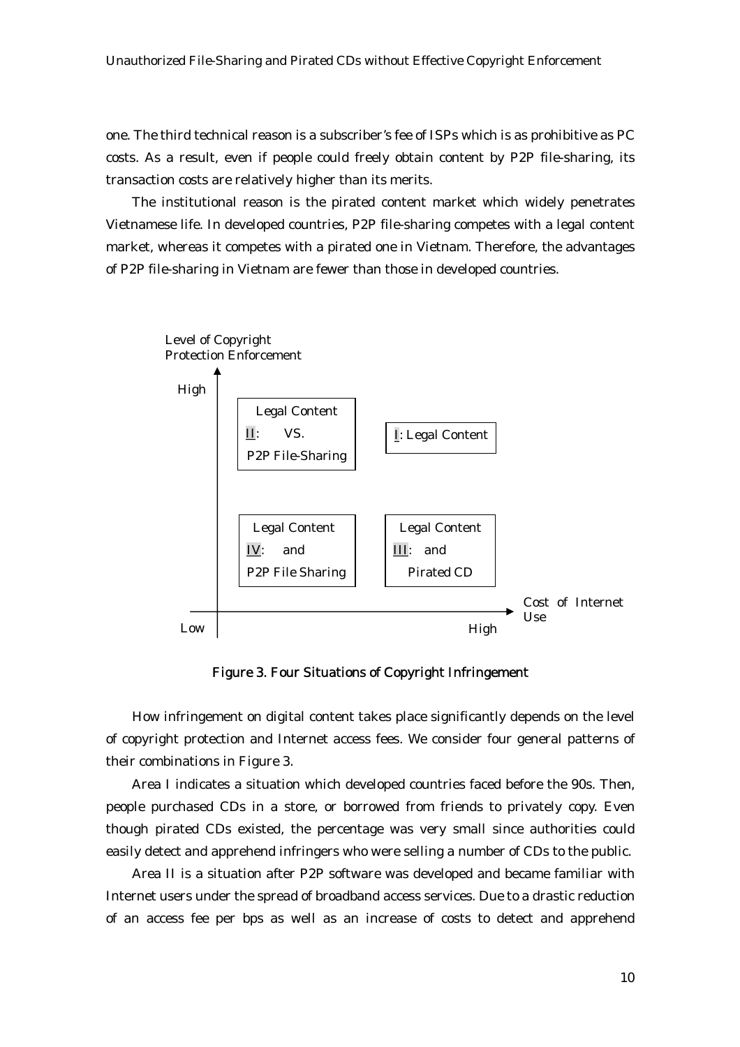one. The third technical reason is a subscriber's fee of ISPs which is as prohibitive as PC costs. As a result, even if people could freely obtain content by P2P file-sharing, its transaction costs are relatively higher than its merits.

The institutional reason is the pirated content market which widely penetrates Vietnamese life. In developed countries, P2P file-sharing competes with a legal content market, whereas it competes with a pirated one in Vietnam. Therefore, the advantages of P2P file-sharing in Vietnam are fewer than those in developed countries.

Level of Copyright Protection Enforcement

High

II: Legal Content VS. P2P File-Sharing

I: Legal Content

IV: Legal Content and P2P File Sharing

III: Legal Content and Pirated CD

Low

High

Cost of Internet Use

Figure 3. Four Situations of Copyright Infringement

How infringement on digital content takes place significantly depends on the level of copyright protection and Internet access fees. We consider four general patterns of their combinations in Figure 3.

Area I indicates a situation which developed countries faced before the 90s. Then, people purchased CDs in a store, or borrowed from friends to privately copy. Even though pirated CDs existed, the percentage was very small since authorities could easily detect and apprehend infringers who were selling a number of CDs to the public.

Area II is a situation after P2P software was developed and became familiar with Internet users under the spread of broadband access services. Due to a drastic reduction of an access fee per bps as well as an increase of costs to detect and apprehend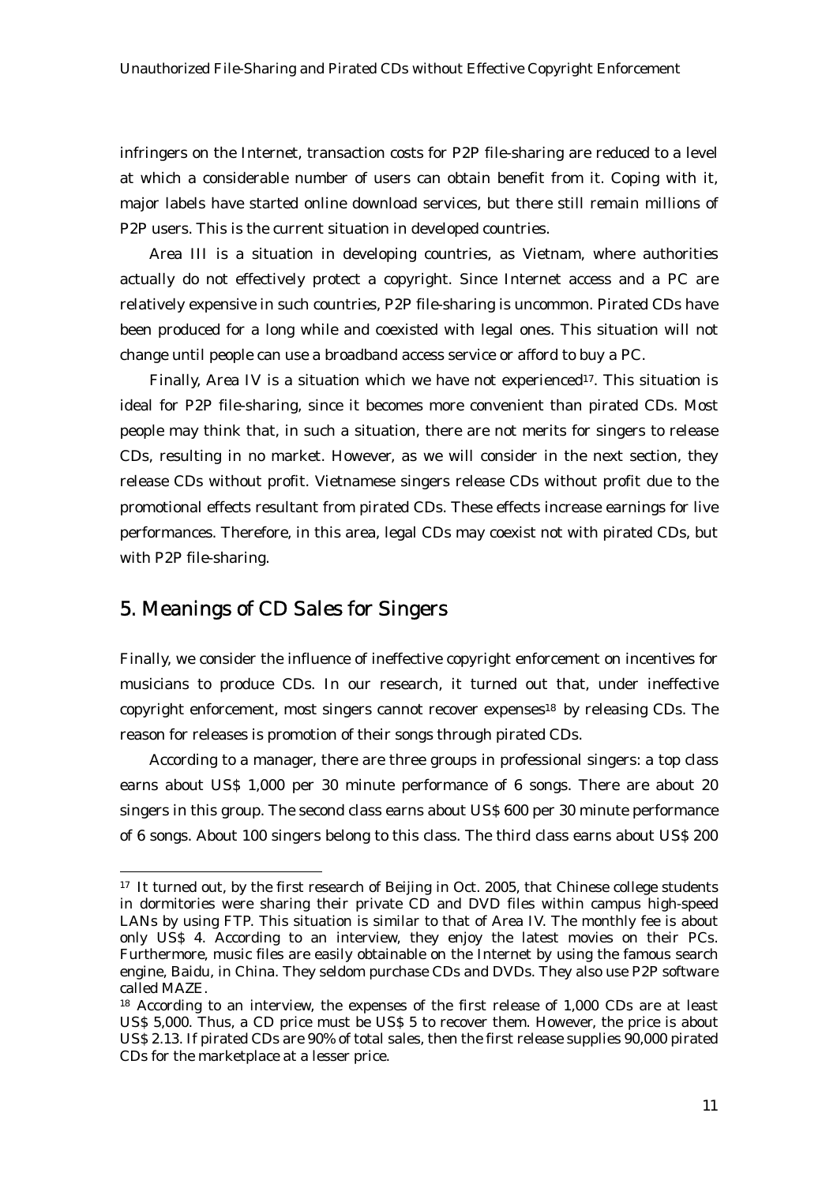infringers on the Internet, transaction costs for P2P file-sharing are reduced to a level at which a considerable number of users can obtain benefit from it. Coping with it, major labels have started online download services, but there still remain millions of P2P users. This is the current situation in developed countries.

Area III is a situation in developing countries, as Vietnam, where authorities actually do not effectively protect a copyright. Since Internet access and a PC are relatively expensive in such countries, P2P file-sharing is uncommon. Pirated CDs have been produced for a long while and coexisted with legal ones. This situation will not change until people can use a broadband access service or afford to buy a PC.

Finally, Area IV is a situation which we have not experienced[17]. This situation is ideal for P2P file-sharing, since it becomes more convenient than pirated CDs. Most people may think that, in such a situation, there are not merits for singers to release CDs, resulting in no market. However, as we will consider in the next section, they release CDs without profit. Vietnamese singers release CDs without profit due to the promotional effects resultant from pirated CDs. These effects increase earnings for live performances. Therefore, in this area, legal CDs may coexist not with pirated CDs, but with P2P file-sharing.

## 5. Meanings of CD Sales for Singers

Finally, we consider the influence of ineffective copyright enforcement on incentives for musicians to produce CDs. In our research, it turned out that, under ineffective copyright enforcement, most singers cannot recover expenses[18] by releasing CDs. The reason for releases is promotion of their songs through pirated CDs.

According to a manager, there are three groups in professional singers: a top class earns about US$ 1,000 per 30 minute performance of 6 songs. There are about 20 singers in this group. The second class earns about US$ 600 per 30 minute performance of 6 songs. About 100 singers belong to this class. The third class earns about US$ 200

---

[17] It turned out, by the first research of Beijing in Oct. 2005, that Chinese college students in dormitories were sharing their private CD and DVD files within campus high-speed LANs by using FTP. This situation is similar to that of Area IV. The monthly fee is about only US$ 4. According to an interview, they enjoy the latest movies on their PCs. Furthermore, music files are easily obtainable on the Internet by using the famous search engine, Baidu, in China. They seldom purchase CDs and DVDs. They also use P2P software called MAZE.

[18] According to an interview, the expenses of the first release of 1,000 CDs are at least US$ 5,000. Thus, a CD price must be US$ 5 to recover them. However, the price is about US$ 2.13. If pirated CDs are 90% of total sales, then the first release supplies 90,000 pirated CDs for the marketplace at a lesser price.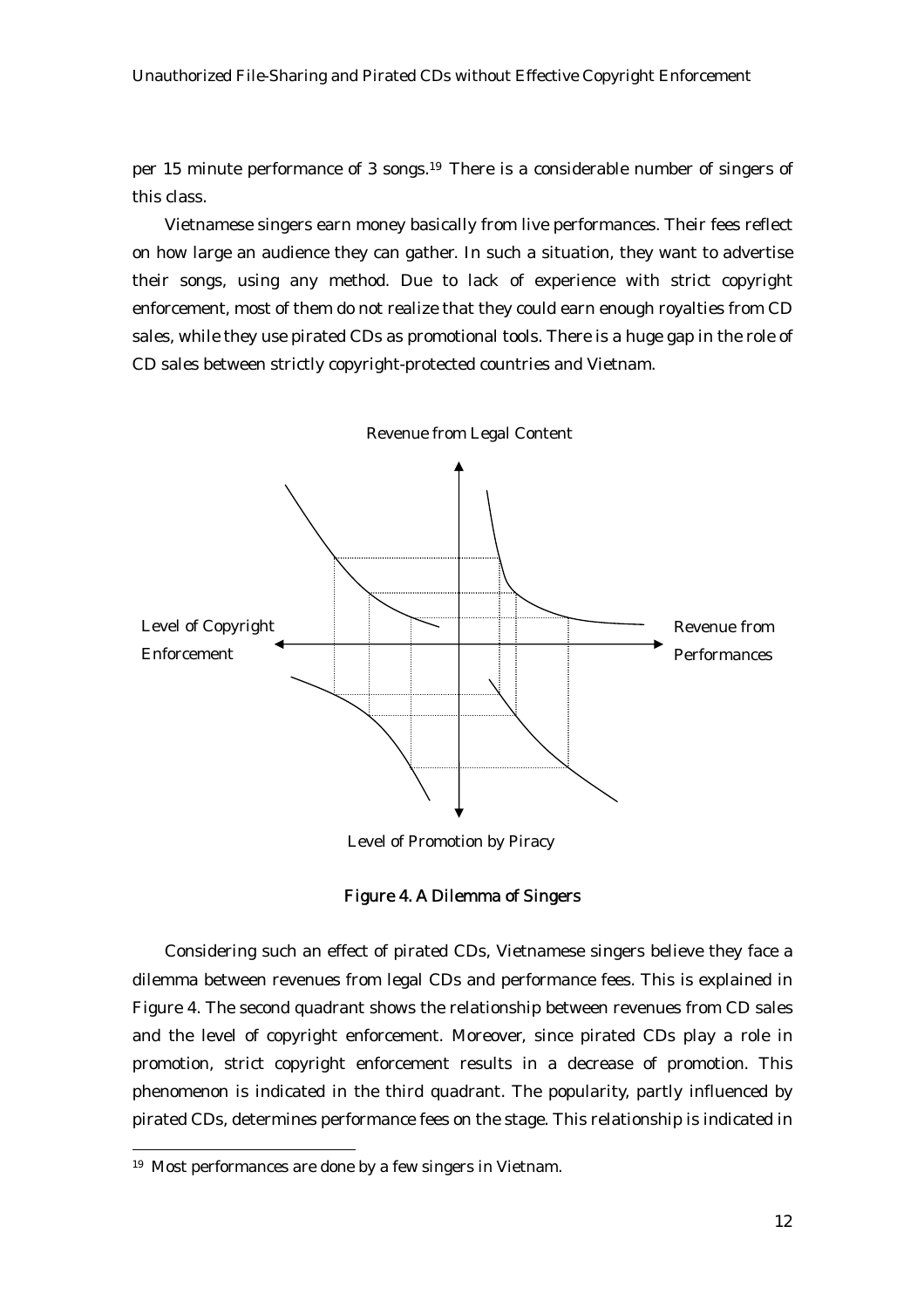per 15 minute performance of 3 songs.[19] There is a considerable number of singers of this class.

Vietnamese singers earn money basically from live performances. Their fees reflect on how large an audience they can gather. In such a situation, they want to advertise their songs, using any method. Due to lack of experience with strict copyright enforcement, most of them do not realize that they could earn enough royalties from CD sales, while they use pirated CDs as promotional tools. There is a huge gap in the role of CD sales between strictly copyright-protected countries and Vietnam.

Revenue from Legal Content

Level of Copyright Enforcement

Revenue from Performances

Level of Promotion by Piracy

**Figure 4. A Dilemma of Singers**

Considering such an effect of pirated CDs, Vietnamese singers believe they face a dilemma between revenues from legal CDs and performance fees. This is explained in Figure 4. The second quadrant shows the relationship between revenues from CD sales and the level of copyright enforcement. Moreover, since pirated CDs play a role in promotion, strict copyright enforcement results in a decrease of promotion. This phenomenon is indicated in the third quadrant. The popularity, partly influenced by pirated CDs, determines performance fees on the stage. This relationship is indicated in

[19] Most performances are done by a few singers in Vietnam.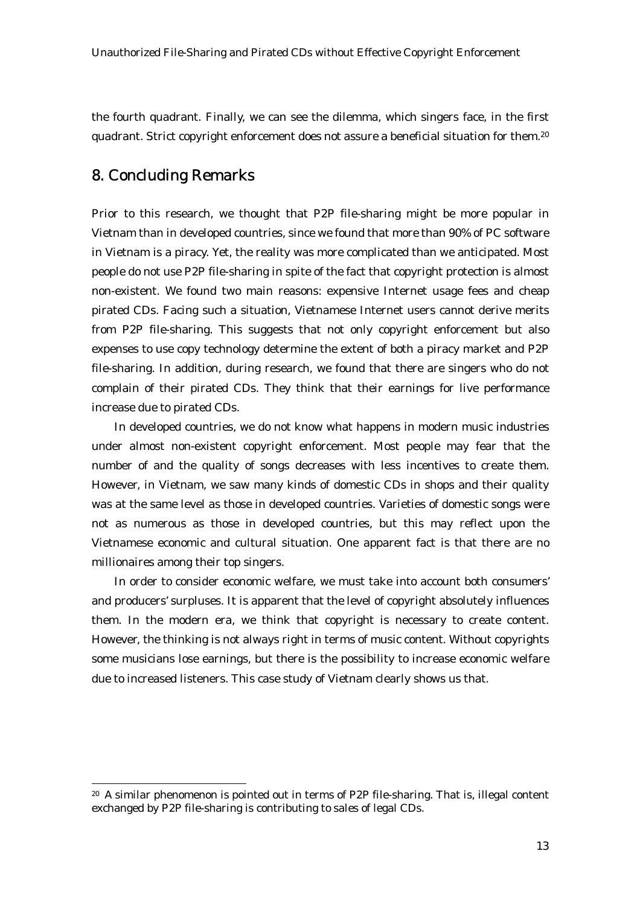the fourth quadrant. Finally, we can see the dilemma, which singers face, in the first quadrant. Strict copyright enforcement does not assure a beneficial situation for them.[20]

## 8. Concluding Remarks

Prior to this research, we thought that P2P file-sharing might be more popular in Vietnam than in developed countries, since we found that more than 90% of PC software in Vietnam is a piracy. Yet, the reality was more complicated than we anticipated. Most people do not use P2P file-sharing in spite of the fact that copyright protection is almost non-existent. We found two main reasons: expensive Internet usage fees and cheap pirated CDs. Facing such a situation, Vietnamese Internet users cannot derive merits from P2P file-sharing. This suggests that not only copyright enforcement but also expenses to use copy technology determine the extent of both a piracy market and P2P file-sharing. In addition, during research, we found that there are singers who do not complain of their pirated CDs. They think that their earnings for live performance increase due to pirated CDs.

In developed countries, we do not know what happens in modern music industries under almost non-existent copyright enforcement. Most people may fear that the number of and the quality of songs decreases with less incentives to create them. However, in Vietnam, we saw many kinds of domestic CDs in shops and their quality was at the same level as those in developed countries. Varieties of domestic songs were not as numerous as those in developed countries, but this may reflect upon the Vietnamese economic and cultural situation. One apparent fact is that there are no millionaires among their top singers.

In order to consider economic welfare, we must take into account both consumers' and producers' surpluses. It is apparent that the level of copyright absolutely influences them. In the modern era, we think that copyright is necessary to create content. However, the thinking is not always right in terms of music content. Without copyrights some musicians lose earnings, but there is the possibility to increase economic welfare due to increased listeners. This case study of Vietnam clearly shows us that.

---

[20] A similar phenomenon is pointed out in terms of P2P file-sharing. That is, illegal content exchanged by P2P file-sharing is contributing to sales of legal CDs.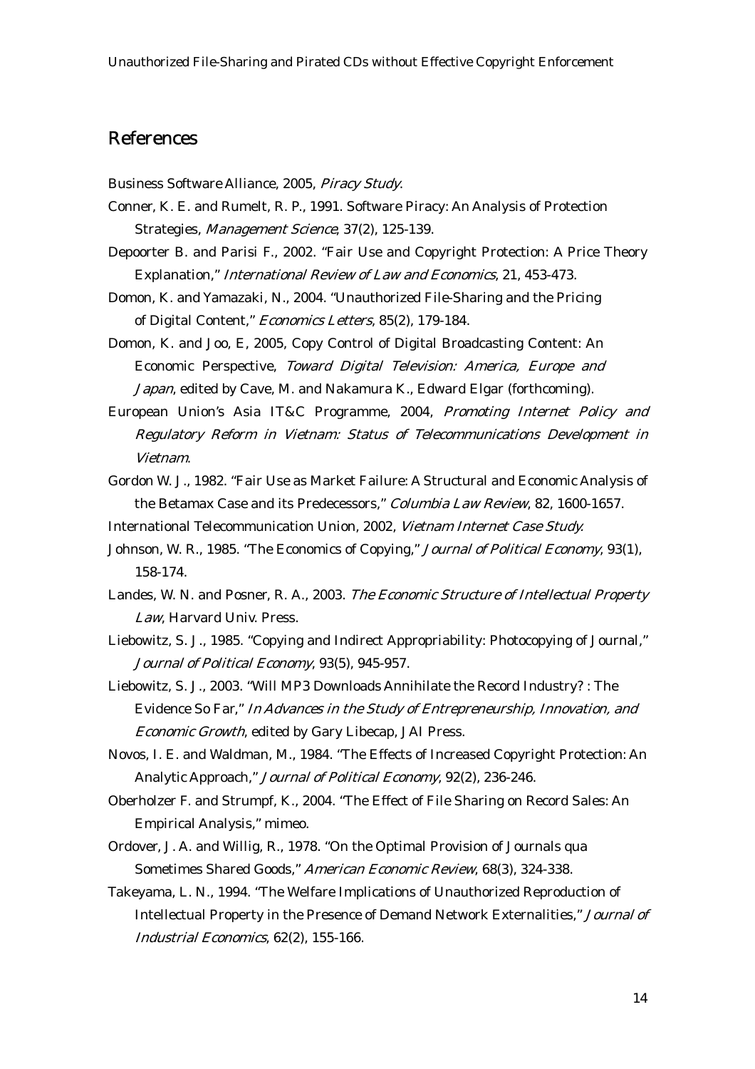## References

Business Software Alliance, 2005, *Piracy Study*.

Conner, K. E. and Rumelt, R. P., 1991. Software Piracy: An Analysis of Protection Strategies, *Management Science*, 37(2), 125-139.

Depoorter B. and Parisi F., 2002. "Fair Use and Copyright Protection: A Price Theory Explanation," *International Review of Law and Economics*, 21, 453-473.

Domon, K. and Yamazaki, N., 2004. "Unauthorized File-Sharing and the Pricing of Digital Content," *Economics Letters*, 85(2), 179-184.

Domon, K. and Joo, E, 2005, Copy Control of Digital Broadcasting Content: An Economic Perspective, *Toward Digital Television: America, Europe and Japan*, edited by Cave, M. and Nakamura K., Edward Elgar (forthcoming).

European Union's Asia IT&C Programme, 2004, *Promoting Internet Policy and Regulatory Reform in Vietnam: Status of Telecommunications Development in Vietnam*.

Gordon W. J., 1982. "Fair Use as Market Failure: A Structural and Economic Analysis of the Betamax Case and its Predecessors," *Columbia Law Review*, 82, 1600-1657.

International Telecommunication Union, 2002, *Vietnam Internet Case Study*.

Johnson, W. R., 1985. "The Economics of Copying," *Journal of Political Economy*, 93(1), 158-174.

Landes, W. N. and Posner, R. A., 2003. *The Economic Structure of Intellectual Property Law*, Harvard Univ. Press.

Liebowitz, S. J., 1985. "Copying and Indirect Appropriability: Photocopying of Journal," *Journal of Political Economy*, 93(5), 945-957.

Liebowitz, S. J., 2003. "Will MP3 Downloads Annihilate the Record Industry? : The Evidence So Far," *In Advances in the Study of Entrepreneurship, Innovation, and Economic Growth*, edited by Gary Libecap, JAI Press.

Novos, I. E. and Waldman, M., 1984. "The Effects of Increased Copyright Protection: An Analytic Approach," *Journal of Political Economy*, 92(2), 236-246.

Oberholzer F. and Strumpf, K., 2004. "The Effect of File Sharing on Record Sales: An Empirical Analysis," mimeo.

Ordover, J. A. and Willig, R., 1978. "On the Optimal Provision of Journals qua Sometimes Shared Goods," *American Economic Review*, 68(3), 324-338.

Takeyama, L. N., 1994. "The Welfare Implications of Unauthorized Reproduction of Intellectual Property in the Presence of Demand Network Externalities," *Journal of Industrial Economics*, 62(2), 155-166.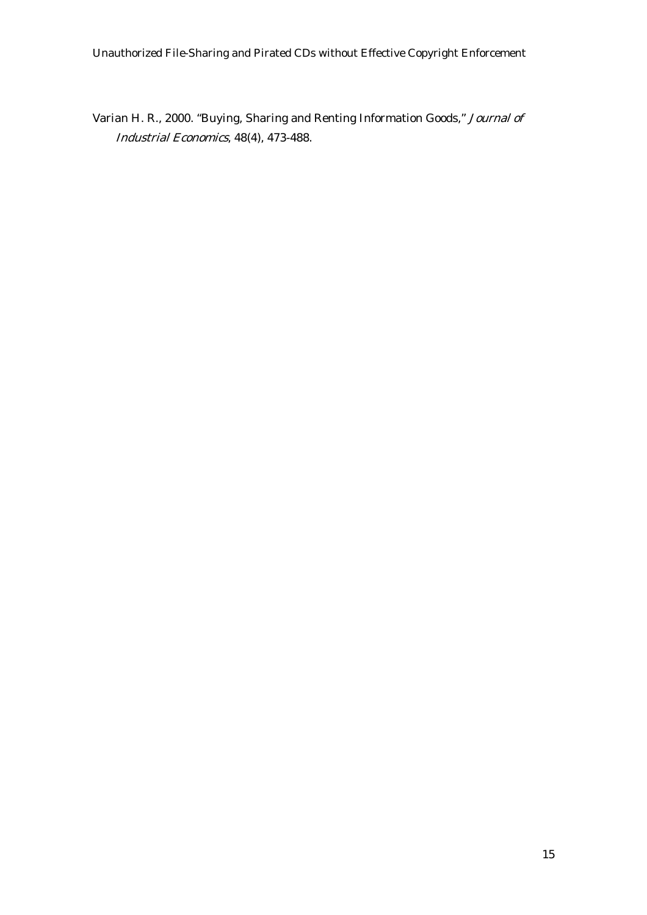Varian H. R., 2000. "Buying, Sharing and Renting Information Goods," *Journal of Industrial Economics*, 48(4), 473-488.